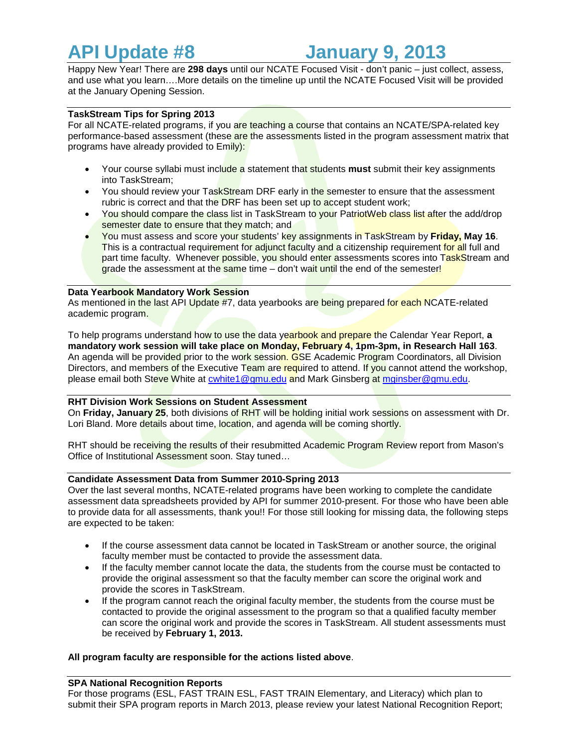# API Update #8 January 9, 2013

Happy New Year! There are **298 days** until our NCATE Focused Visit - don't panic – just collect, assess, and use what you learn….More details on the timeline up until the NCATE Focused Visit will be provided at the January Opening Session.

**TaskStream Tips for Spring 2013**

For all NCATE-related programs, if you are teaching a course that contains an NCATE/SPA-related key performance-based assessment (these are the assessments listed in the program assessment matrix that programs have already provided to Emily):

- Your course syllabi must include a statement that students **must** submit their key assignments into TaskStream;
- You should review your TaskStream DRF early in the semester to ensure that the assessment rubric is correct and that the DRF has been set up to accept student work;
- You should compare the class list in TaskStream to your PatriotWeb class list after the add/drop semester date to ensure that they match; and
- You must assess and score your students' key assignments in TaskStream by **Friday, May 16**. This is a contractual requirement for adjunct faculty and a citizenship requirement for all full and part time faculty. Whenever possible, you should enter assessments scores into TaskStream and grade the assessment at the same time – don't wait until the end of the semester!

**Data Yearbook Mandatory Work Session**

As mentioned in the last API Update #7, data yearbooks are being prepared for each NCATE-related academic program.

To help programs understand how to use the data yearbook and prepare the Calendar Year Report, **a mandatory work session will take place on Monday, February 4, 1pm-3pm, in Research Hall 163**. An agenda will be provided prior to the work session. GSE Academic Program Coordinators, all Division Directors, and members of the Executive Team are required to attend. If you cannot attend the workshop, please email both Steve White at cwhite1@gmu.edu and Mark Ginsberg at mginsber@gmu.edu.

**RHT Division Work Sessions on Student Assessment**

On **Friday, January 25**, both divisions of RHT will be holding initial work sessions on assessment with Dr. Lori Bland. More details about time, location, and agenda will be coming shortly.

RHT should be receiving the results of their resubmitted Academic Program Review report from Mason's Office of Institutional Assessment soon. Stay tuned…

**Candidate Assessment Data from Summer 2010-Spring 2013**

Over the last several months, NCATE-related programs have been working to complete the candidate assessment data spreadsheets provided by API for summer 2010-present. For those who have been able to provide data for all assessments, thank you!! For those still looking for missing data, the following steps are expected to be taken:

- If the course assessment data cannot be located in TaskStream or another source, the original faculty member must be contacted to provide the assessment data.
- If the faculty member cannot locate the data, the students from the course must be contacted to provide the original assessment so that the faculty member can score the original work and provide the scores in TaskStream.
- If the program cannot reach the original faculty member, the students from the course must be contacted to provide the original assessment to the program so that a qualified faculty member can score the original work and provide the scores in TaskStream. All student assessments must be received by **February 1, 2013.**

**All program faculty are responsible for the actions listed above**.

**SPA National Recognition Reports**

For those programs (ESL, FAST TRAIN ESL, FAST TRAIN Elementary, and Literacy) which plan to submit their SPA program reports in March 2013, please review your latest National Recognition Report;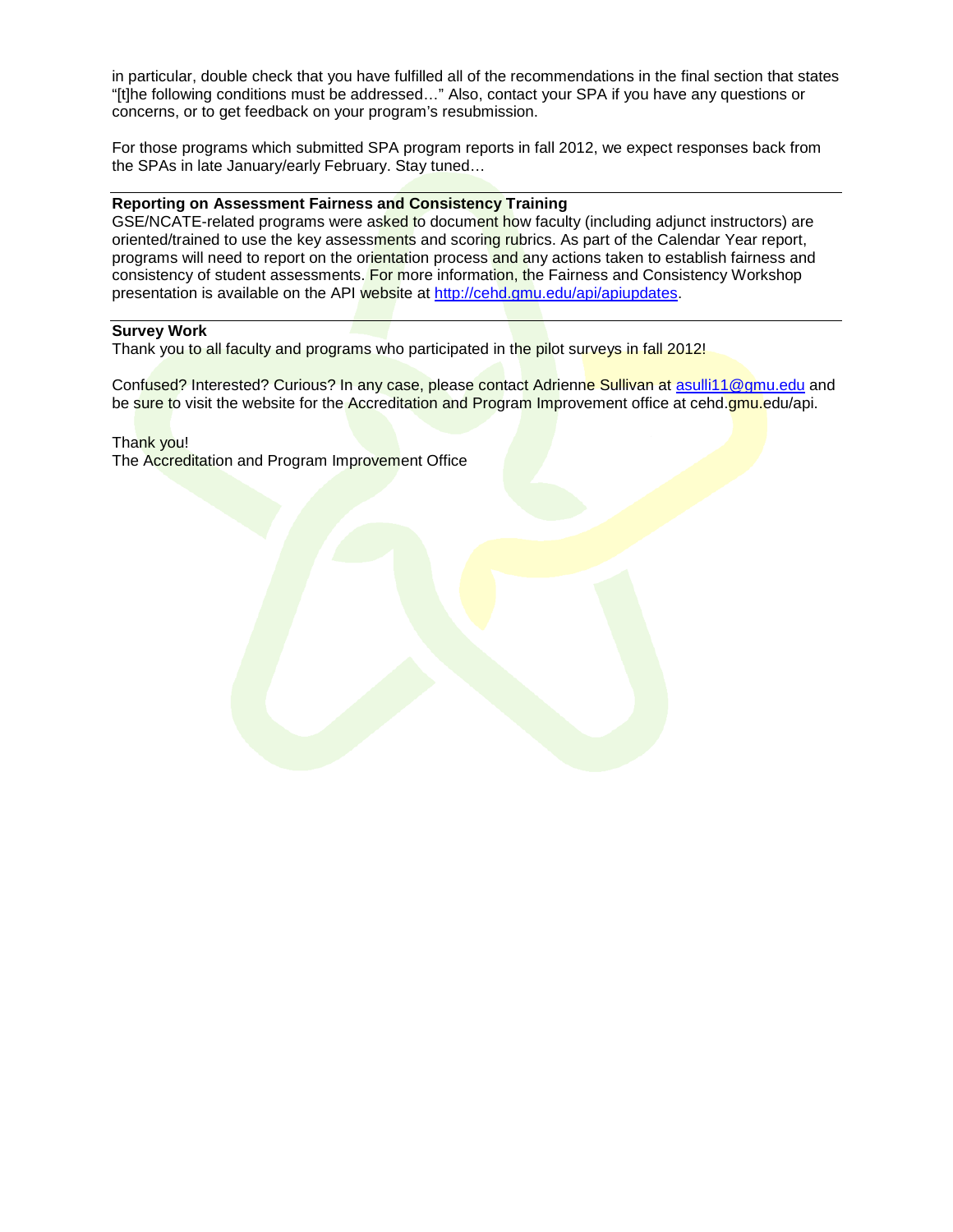in particular, double check that you have fulfilled all of the recommendations in the final section that states "[t]he following conditions must be addressed…" Also, contact your SPA if you have any questions or concerns, or to get feedback on your program's resubmission.

For those programs which submitted SPA program reports in fall 2012, we expect responses back from the SPAs in late January/early February. Stay tuned…

---

**Reporting on Assessment Fairness and Consistency Training**

GSE/NCATE-related programs were asked to document how faculty (including adjunct instructors) are oriented/trained to use the key assessments and scoring rubrics. As part of the Calendar Year report, programs will need to report on the orientation process and any actions taken to establish fairness and consistency of student assessments. For more information, the Fairness and Consistency Workshop presentation is available on the API website at [http://cehd.gmu.edu/api/apiupdates](http://cehd.gmu.edu/api/apiupdates).

---

**Survey Work**

Thank you to all faculty and programs who participated in the pilot surveys in fall 2012!

Confused? Interested? Curious? In any case, please contact Adrienne Sullivan at [asulli11@gmu.edu](mailto:asulli11@gmu.edu) and be sure to visit the website for the Accreditation and Program Improvement office at cehd.gmu.edu/api.

Thank you!

The Accreditation and Program Improvement Office